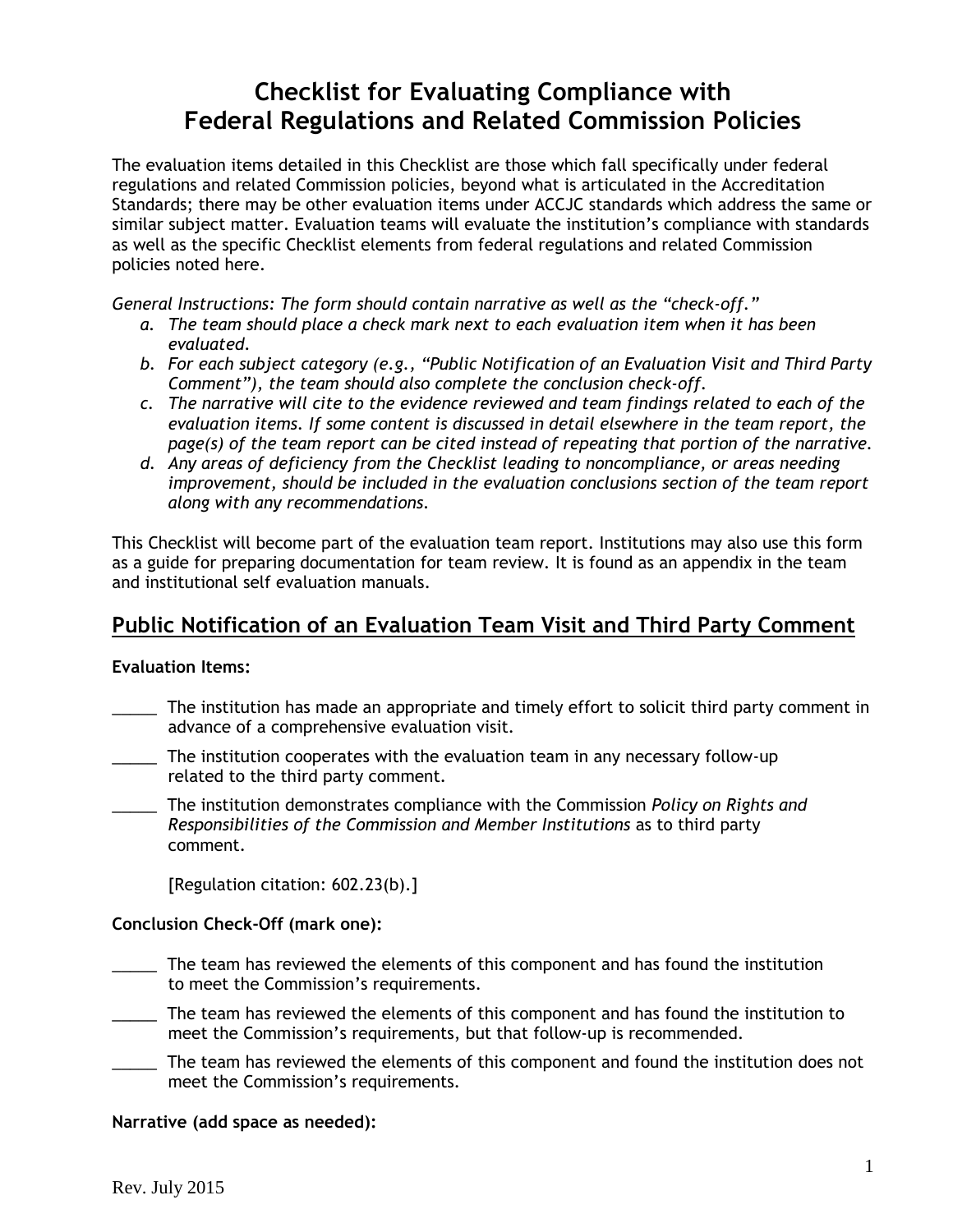# Checklist for Evaluating Compliance with Federal Regulations and Related Commission Policies

The evaluation items detailed in this Checklist are those which fall specifically under federal regulations and related Commission policies, beyond what is articulated in the Accreditation Standards; there may be other evaluation items under ACCJC standards which address the same or similar subject matter. Evaluation teams will evaluate the institution's compliance with standards as well as the specific Checklist elements from federal regulations and related Commission policies noted here.

*General Instructions: The form should contain narrative as well as the "check-off."*

*a. The team should place a check mark next to each evaluation item when it has been evaluated.*

*b. For each subject category (e.g., "Public Notification of an Evaluation Visit and Third Party Comment"), the team should also complete the conclusion check-off.*

*c. The narrative will cite to the evidence reviewed and team findings related to each of the evaluation items. If some content is discussed in detail elsewhere in the team report, the page(s) of the team report can be cited instead of repeating that portion of the narrative.*

*d. Any areas of deficiency from the Checklist leading to noncompliance, or areas needing improvement, should be included in the evaluation conclusions section of the team report along with any recommendations.*

This Checklist will become part of the evaluation team report. Institutions may also use this form as a guide for preparing documentation for team review. It is found as an appendix in the team and institutional self evaluation manuals.

## Public Notification of an Evaluation Team Visit and Third Party Comment

**Evaluation Items:**

_____ The institution has made an appropriate and timely effort to solicit third party comment in advance of a comprehensive evaluation visit.

_____ The institution cooperates with the evaluation team in any necessary follow-up related to the third party comment.

_____ The institution demonstrates compliance with the Commission *Policy on Rights and Responsibilities of the Commission and Member Institutions* as to third party comment.

[Regulation citation: 602.23(b).]

**Conclusion Check-Off (mark one):**

_____ The team has reviewed the elements of this component and has found the institution to meet the Commission's requirements.

_____ The team has reviewed the elements of this component and has found the institution to meet the Commission's requirements, but that follow-up is recommended.

_____ The team has reviewed the elements of this component and found the institution does not meet the Commission's requirements.

**Narrative (add space as needed):**

Rev. July 2015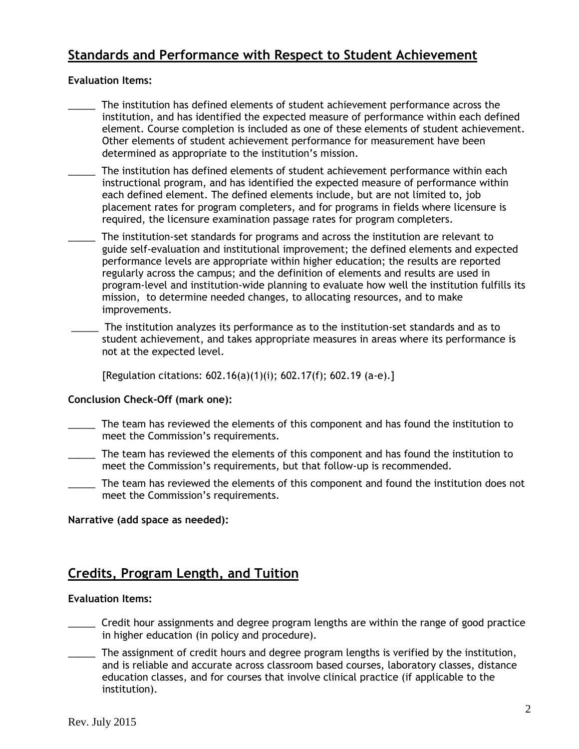## Standards and Performance with Respect to Student Achievement

**Evaluation Items:**

_____ The institution has defined elements of student achievement performance across the institution, and has identified the expected measure of performance within each defined element. Course completion is included as one of these elements of student achievement. Other elements of student achievement performance for measurement have been determined as appropriate to the institution's mission.

_____ The institution has defined elements of student achievement performance within each instructional program, and has identified the expected measure of performance within each defined element. The defined elements include, but are not limited to, job placement rates for program completers, and for programs in fields where licensure is required, the licensure examination passage rates for program completers.

_____ The institution-set standards for programs and across the institution are relevant to guide self-evaluation and institutional improvement; the defined elements and expected performance levels are appropriate within higher education; the results are reported regularly across the campus; and the definition of elements and results are used in program-level and institution-wide planning to evaluate how well the institution fulfills its mission, to determine needed changes, to allocating resources, and to make improvements.

_____ The institution analyzes its performance as to the institution-set standards and as to student achievement, and takes appropriate measures in areas where its performance is not at the expected level.

[Regulation citations: 602.16(a)(1)(i); 602.17(f); 602.19 (a-e).]

**Conclusion Check-Off (mark one):**

_____ The team has reviewed the elements of this component and has found the institution to meet the Commission's requirements.

_____ The team has reviewed the elements of this component and has found the institution to meet the Commission's requirements, but that follow-up is recommended.

_____ The team has reviewed the elements of this component and found the institution does not meet the Commission's requirements.

**Narrative (add space as needed):**

## Credits, Program Length, and Tuition

**Evaluation Items:**

_____ Credit hour assignments and degree program lengths are within the range of good practice in higher education (in policy and procedure).

_____ The assignment of credit hours and degree program lengths is verified by the institution, and is reliable and accurate across classroom based courses, laboratory classes, distance education classes, and for courses that involve clinical practice (if applicable to the institution).

Rev. July 2015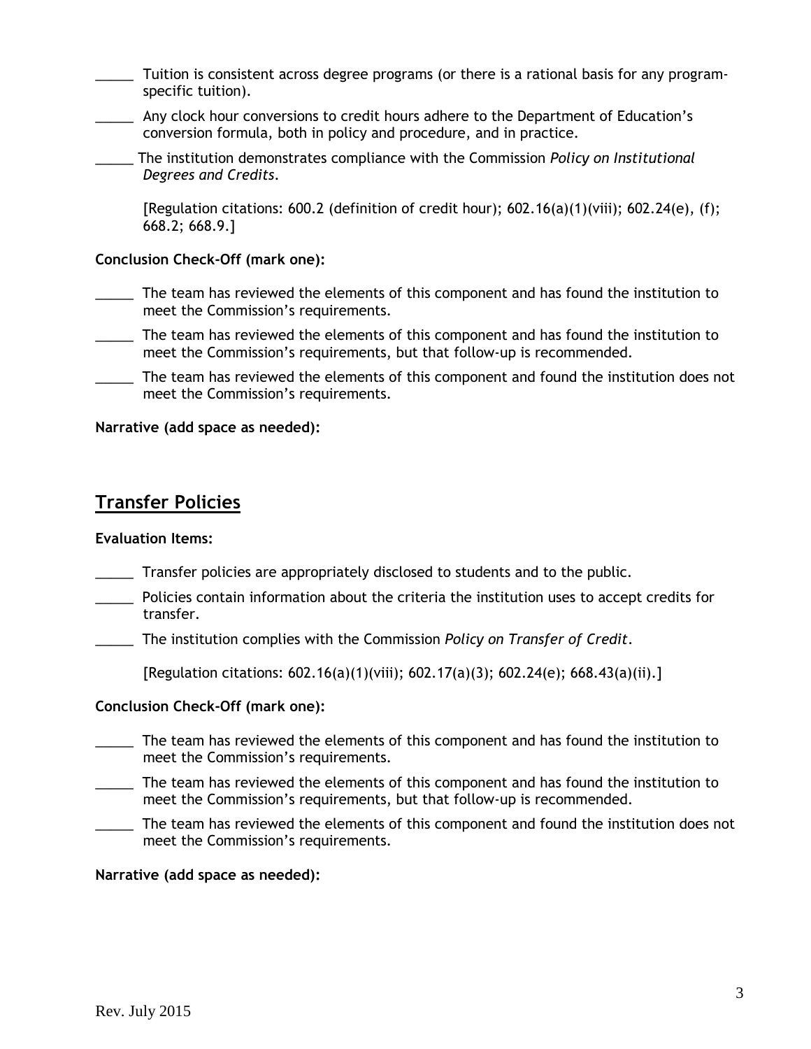_____ Tuition is consistent across degree programs (or there is a rational basis for any program-specific tuition).

_____ Any clock hour conversions to credit hours adhere to the Department of Education's conversion formula, both in policy and procedure, and in practice.

_____ The institution demonstrates compliance with the Commission *Policy on Institutional Degrees and Credits*.

[Regulation citations: 600.2 (definition of credit hour); 602.16(a)(1)(viii); 602.24(e), (f); 668.2; 668.9.]

**Conclusion Check-Off (mark one):**

_____ The team has reviewed the elements of this component and has found the institution to meet the Commission's requirements.

_____ The team has reviewed the elements of this component and has found the institution to meet the Commission's requirements, but that follow-up is recommended.

_____ The team has reviewed the elements of this component and found the institution does not meet the Commission's requirements.

**Narrative (add space as needed):**

## Transfer Policies

**Evaluation Items:**

_____ Transfer policies are appropriately disclosed to students and to the public.

_____ Policies contain information about the criteria the institution uses to accept credits for transfer.

_____ The institution complies with the Commission *Policy on Transfer of Credit*.

[Regulation citations: 602.16(a)(1)(viii); 602.17(a)(3); 602.24(e); 668.43(a)(ii).]

**Conclusion Check-Off (mark one):**

_____ The team has reviewed the elements of this component and has found the institution to meet the Commission's requirements.

_____ The team has reviewed the elements of this component and has found the institution to meet the Commission's requirements, but that follow-up is recommended.

_____ The team has reviewed the elements of this component and found the institution does not meet the Commission's requirements.

**Narrative (add space as needed):**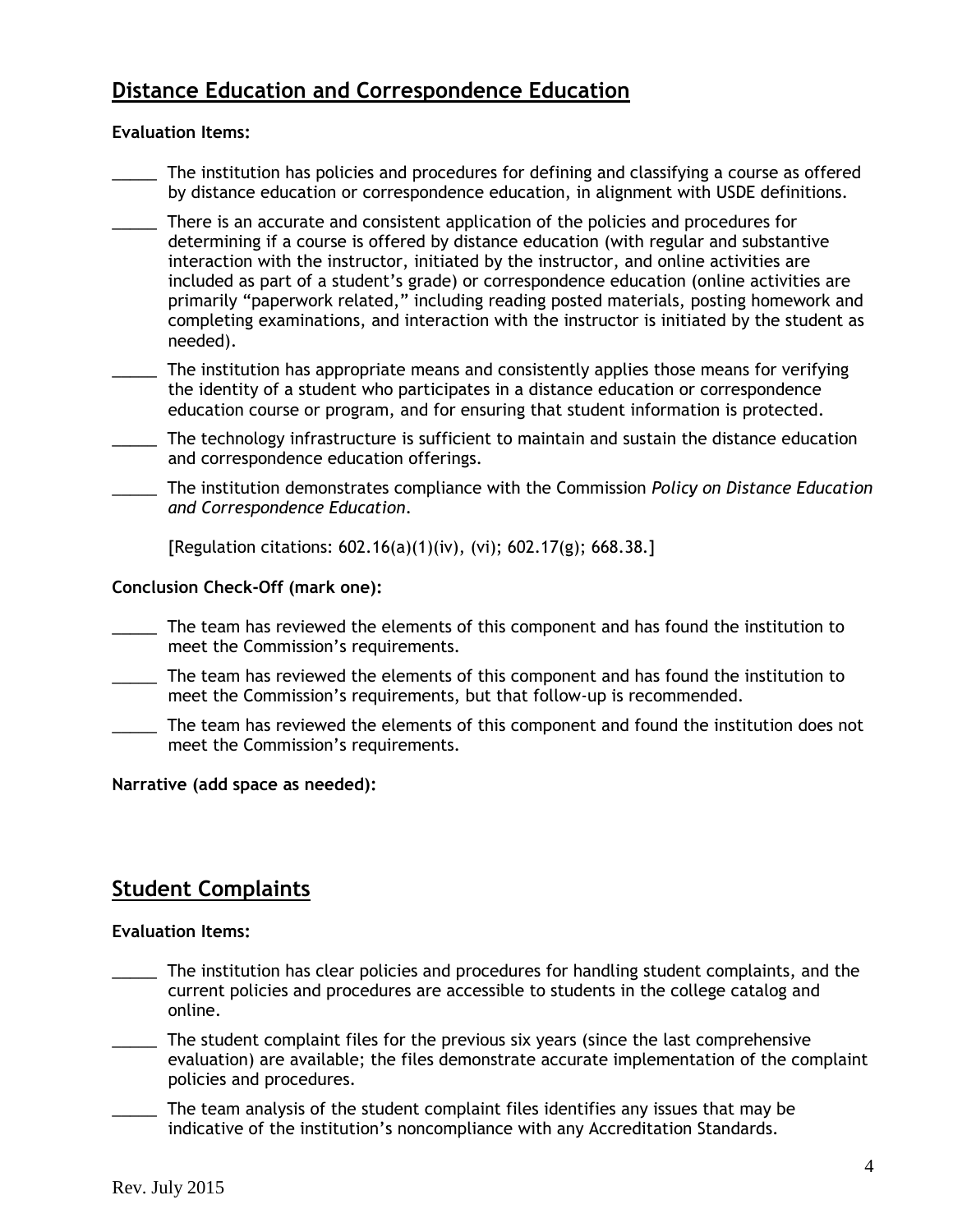## Distance Education and Correspondence Education

**Evaluation Items:**

_____ The institution has policies and procedures for defining and classifying a course as offered by distance education or correspondence education, in alignment with USDE definitions.

_____ There is an accurate and consistent application of the policies and procedures for determining if a course is offered by distance education (with regular and substantive interaction with the instructor, initiated by the instructor, and online activities are included as part of a student's grade) or correspondence education (online activities are primarily "paperwork related," including reading posted materials, posting homework and completing examinations, and interaction with the instructor is initiated by the student as needed).

_____ The institution has appropriate means and consistently applies those means for verifying the identity of a student who participates in a distance education or correspondence education course or program, and for ensuring that student information is protected.

_____ The technology infrastructure is sufficient to maintain and sustain the distance education and correspondence education offerings.

_____ The institution demonstrates compliance with the Commission *Policy on Distance Education and Correspondence Education*.

[Regulation citations: 602.16(a)(1)(iv), (vi); 602.17(g); 668.38.]

**Conclusion Check-Off (mark one):**

_____ The team has reviewed the elements of this component and has found the institution to meet the Commission's requirements.

_____ The team has reviewed the elements of this component and has found the institution to meet the Commission's requirements, but that follow-up is recommended.

_____ The team has reviewed the elements of this component and found the institution does not meet the Commission's requirements.

**Narrative (add space as needed):**

## Student Complaints

**Evaluation Items:**

_____ The institution has clear policies and procedures for handling student complaints, and the current policies and procedures are accessible to students in the college catalog and online.

_____ The student complaint files for the previous six years (since the last comprehensive evaluation) are available; the files demonstrate accurate implementation of the complaint policies and procedures.

_____ The team analysis of the student complaint files identifies any issues that may be indicative of the institution's noncompliance with any Accreditation Standards.

Rev. July 2015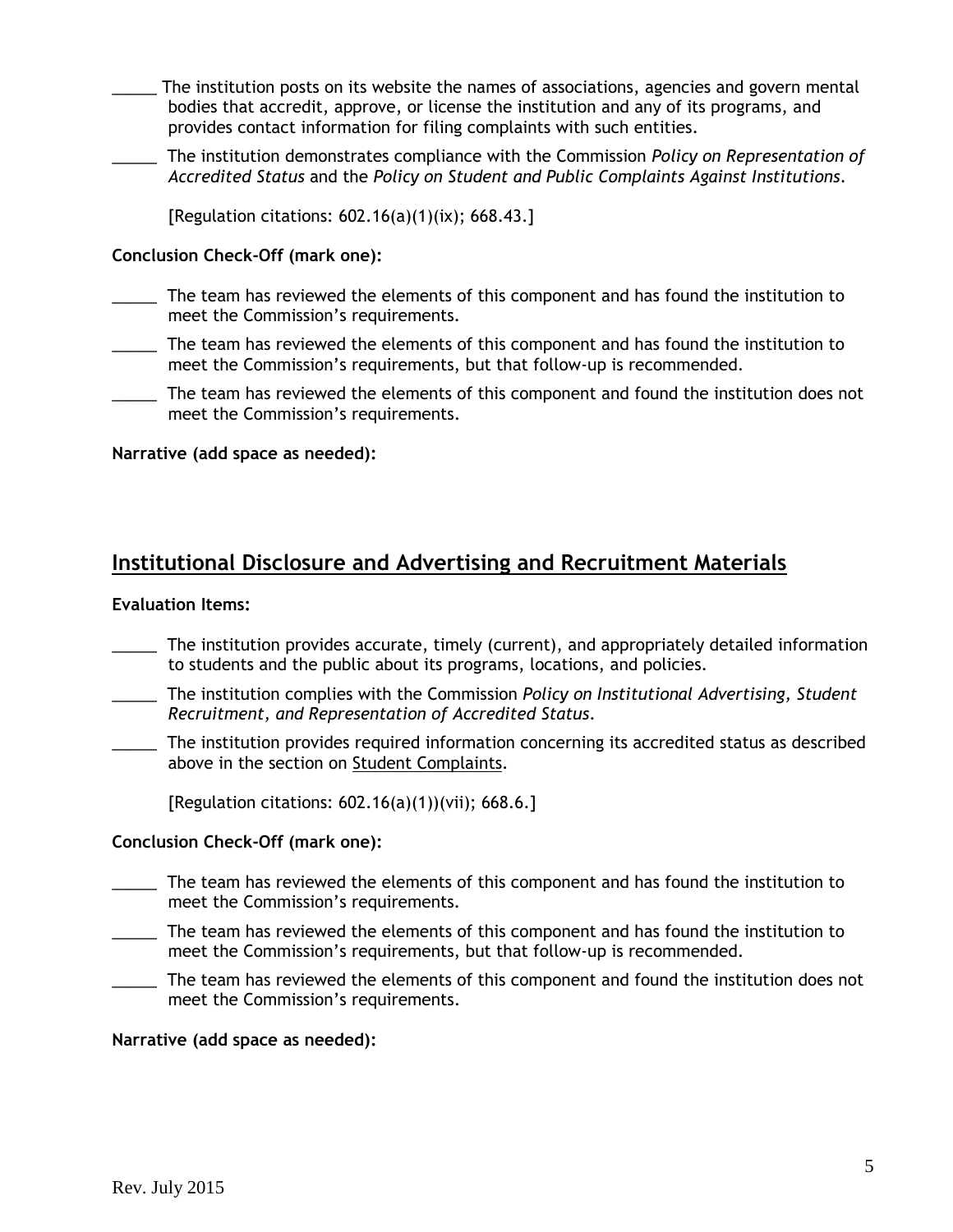_____ The institution posts on its website the names of associations, agencies and govern mental bodies that accredit, approve, or license the institution and any of its programs, and provides contact information for filing complaints with such entities.

_____ The institution demonstrates compliance with the Commission *Policy on Representation of Accredited Status* and the *Policy on Student and Public Complaints Against Institutions*.

[Regulation citations: 602.16(a)(1)(ix); 668.43.]

**Conclusion Check-Off (mark one):**

_____ The team has reviewed the elements of this component and has found the institution to meet the Commission's requirements.

_____ The team has reviewed the elements of this component and has found the institution to meet the Commission's requirements, but that follow-up is recommended.

_____ The team has reviewed the elements of this component and found the institution does not meet the Commission's requirements.

**Narrative (add space as needed):**

## Institutional Disclosure and Advertising and Recruitment Materials

**Evaluation Items:**

_____ The institution provides accurate, timely (current), and appropriately detailed information to students and the public about its programs, locations, and policies.

_____ The institution complies with the Commission *Policy on Institutional Advertising, Student Recruitment, and Representation of Accredited Status*.

_____ The institution provides required information concerning its accredited status as described above in the section on Student Complaints.

[Regulation citations: 602.16(a)(1))(vii); 668.6.]

**Conclusion Check-Off (mark one):**

_____ The team has reviewed the elements of this component and has found the institution to meet the Commission's requirements.

_____ The team has reviewed the elements of this component and has found the institution to meet the Commission's requirements, but that follow-up is recommended.

_____ The team has reviewed the elements of this component and found the institution does not meet the Commission's requirements.

**Narrative (add space as needed):**

Rev. July 2015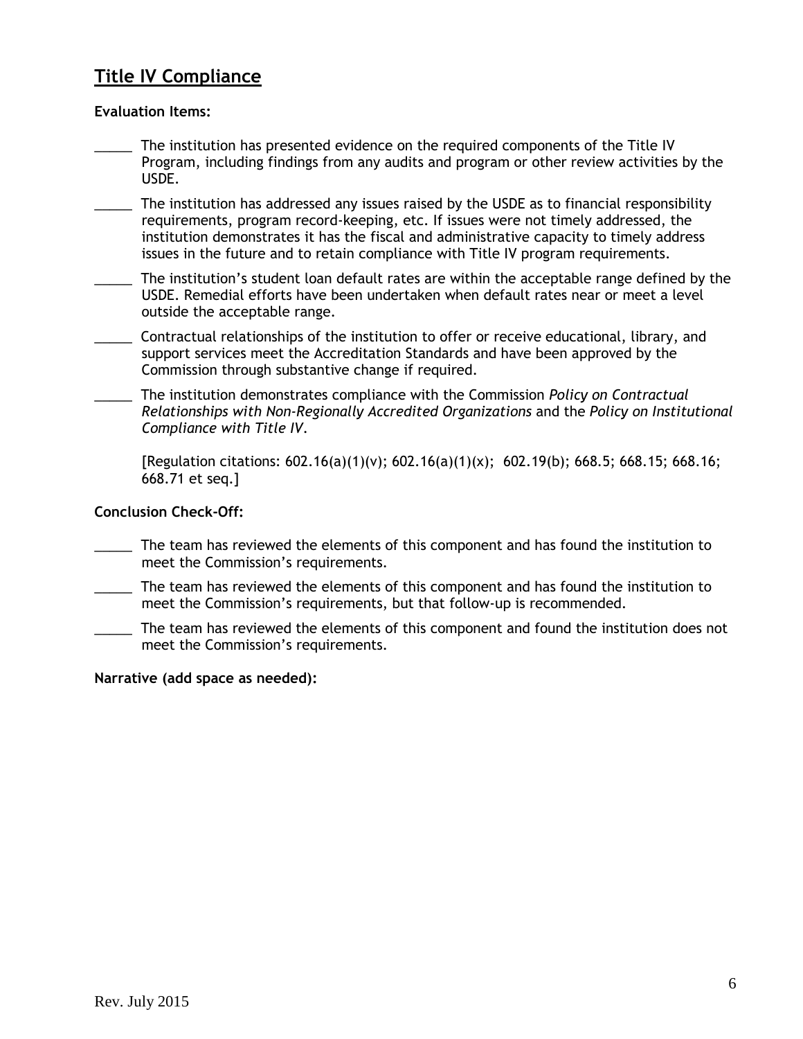## Title IV Compliance

**Evaluation Items:**

_____ The institution has presented evidence on the required components of the Title IV Program, including findings from any audits and program or other review activities by the USDE.

_____ The institution has addressed any issues raised by the USDE as to financial responsibility requirements, program record-keeping, etc. If issues were not timely addressed, the institution demonstrates it has the fiscal and administrative capacity to timely address issues in the future and to retain compliance with Title IV program requirements.

_____ The institution's student loan default rates are within the acceptable range defined by the USDE. Remedial efforts have been undertaken when default rates near or meet a level outside the acceptable range.

_____ Contractual relationships of the institution to offer or receive educational, library, and support services meet the Accreditation Standards and have been approved by the Commission through substantive change if required.

_____ The institution demonstrates compliance with the Commission *Policy on Contractual Relationships with Non-Regionally Accredited Organizations* and the *Policy on Institutional Compliance with Title IV*.

[Regulation citations: 602.16(a)(1)(v); 602.16(a)(1)(x); 602.19(b); 668.5; 668.15; 668.16; 668.71 et seq.]

**Conclusion Check-Off:**

_____ The team has reviewed the elements of this component and has found the institution to meet the Commission's requirements.

_____ The team has reviewed the elements of this component and has found the institution to meet the Commission's requirements, but that follow-up is recommended.

_____ The team has reviewed the elements of this component and found the institution does not meet the Commission's requirements.

**Narrative (add space as needed):**

Rev. July 2015